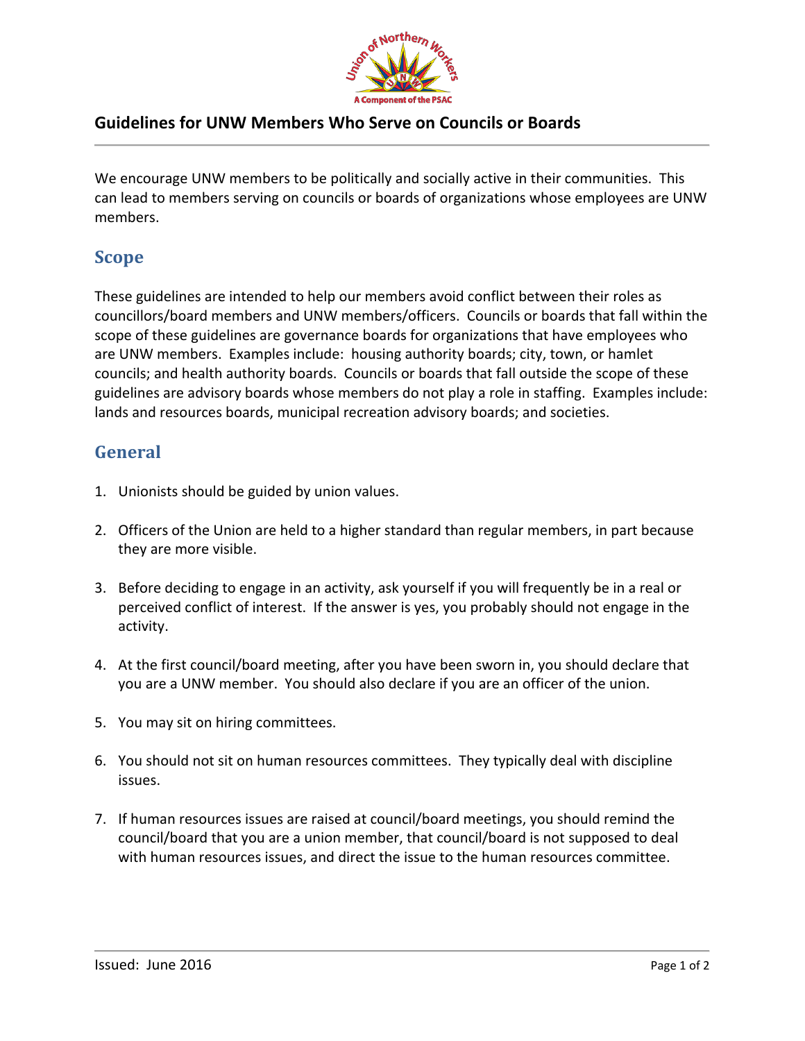# Guidelines for UNW Members Who Serve on Councils or Boards

We encourage UNW members to be politically and socially active in their communities. This can lead to members serving on councils or boards of organizations whose employees are UNW members.

## Scope

These guidelines are intended to help our members avoid conflict between their roles as councillors/board members and UNW members/officers. Councils or boards that fall within the scope of these guidelines are governance boards for organizations that have employees who are UNW members. Examples include: housing authority boards; city, town, or hamlet councils; and health authority boards. Councils or boards that fall outside the scope of these guidelines are advisory boards whose members do not play a role in staffing. Examples include: lands and resources boards, municipal recreation advisory boards; and societies.

## General

1. Unionists should be guided by union values.

2. Officers of the Union are held to a higher standard than regular members, in part because they are more visible.

3. Before deciding to engage in an activity, ask yourself if you will frequently be in a real or perceived conflict of interest. If the answer is yes, you probably should not engage in the activity.

4. At the first council/board meeting, after you have been sworn in, you should declare that you are a UNW member. You should also declare if you are an officer of the union.

5. You may sit on hiring committees.

6. You should not sit on human resources committees. They typically deal with discipline issues.

7. If human resources issues are raised at council/board meetings, you should remind the council/board that you are a union member, that council/board is not supposed to deal with human resources issues, and direct the issue to the human resources committee.

Issued: June 2016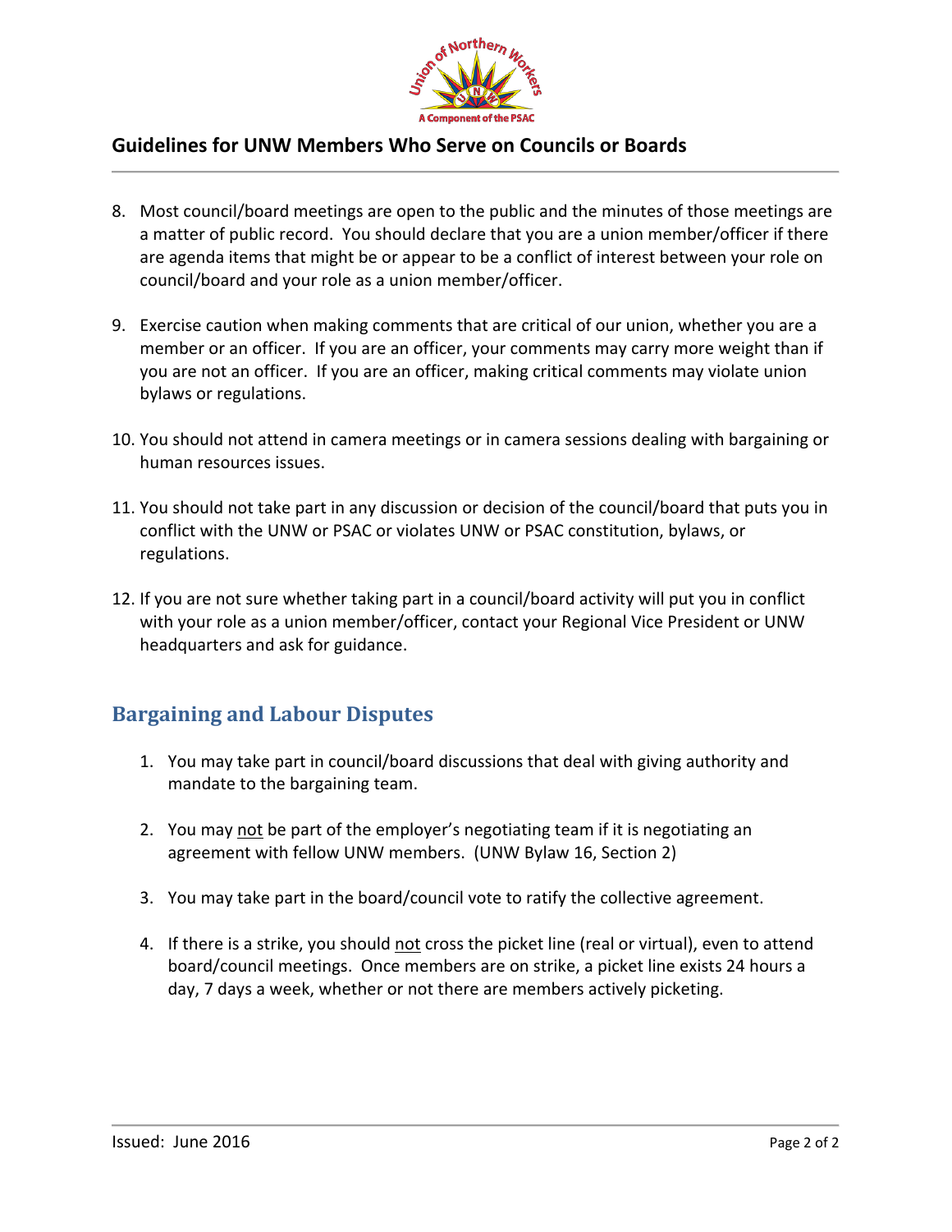8. Most council/board meetings are open to the public and the minutes of those meetings are a matter of public record. You should declare that you are a union member/officer if there are agenda items that might be or appear to be a conflict of interest between your role on council/board and your role as a union member/officer.

9. Exercise caution when making comments that are critical of our union, whether you are a member or an officer. If you are an officer, your comments may carry more weight than if you are not an officer. If you are an officer, making critical comments may violate union bylaws or regulations.

10. You should not attend in camera meetings or in camera sessions dealing with bargaining or human resources issues.

11. You should not take part in any discussion or decision of the council/board that puts you in conflict with the UNW or PSAC or violates UNW or PSAC constitution, bylaws, or regulations.

12. If you are not sure whether taking part in a council/board activity will put you in conflict with your role as a union member/officer, contact your Regional Vice President or UNW headquarters and ask for guidance.

## Bargaining and Labour Disputes

1. You may take part in council/board discussions that deal with giving authority and mandate to the bargaining team.

2. You may <u>not</u> be part of the employer's negotiating team if it is negotiating an agreement with fellow UNW members. (UNW Bylaw 16, Section 2)

3. You may take part in the board/council vote to ratify the collective agreement.

4. If there is a strike, you should <u>not</u> cross the picket line (real or virtual), even to attend board/council meetings. Once members are on strike, a picket line exists 24 hours a day, 7 days a week, whether or not there are members actively picketing.

Issued: June 2016